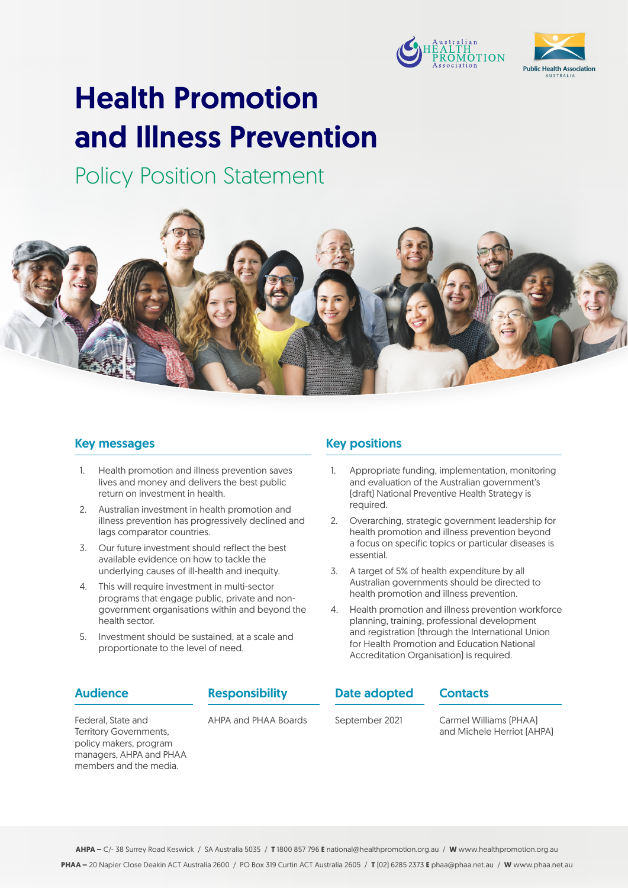# Health Promotion and Illness Prevention

## Policy Position Statement

## Key messages

1. Health promotion and illness prevention saves lives and money and delivers the best public return on investment in health.
2. Australian investment in health promotion and illness prevention has progressively declined and lags comparator countries.
3. Our future investment should reflect the best available evidence on how to tackle the underlying causes of ill-health and inequity.
4. This will require investment in multi-sector programs that engage public, private and non-government organisations within and beyond the health sector.
5. Investment should be sustained, at a scale and proportionate to the level of need.

## Key positions

1. Appropriate funding, implementation, monitoring and evaluation of the Australian government's (draft) National Preventive Health Strategy is required.
2. Overarching, strategic government leadership for health promotion and illness prevention beyond a focus on specific topics or particular diseases is essential.
3. A target of 5% of health expenditure by all Australian governments should be directed to health promotion and illness prevention.
4. Health promotion and illness prevention workforce planning, training, professional development and registration (through the International Union for Health Promotion and Education National Accreditation Organisation) is required.

## Audience

Federal, State and Territory Governments, policy makers, program managers, AHPA and PHAA members and the media.

## Responsibility

AHPA and PHAA Boards

## Date adopted

September 2021

## Contacts

Carmel Williams (PHAA) and Michele Herriot (AHPA)

**AHPA –** C/- 38 Surrey Road Keswick / SA Australia 5035 / **T** 1800 857 796 **E** national@healthpromotion.org.au / **W** www.healthpromotion.org.au

**PHAA –** 20 Napier Close Deakin ACT Australia 2600 / PO Box 319 Curtin ACT Australia 2605 / **T** (02) 6285 2373 **E** phaa@phaa.net.au / **W** www.phaa.net.au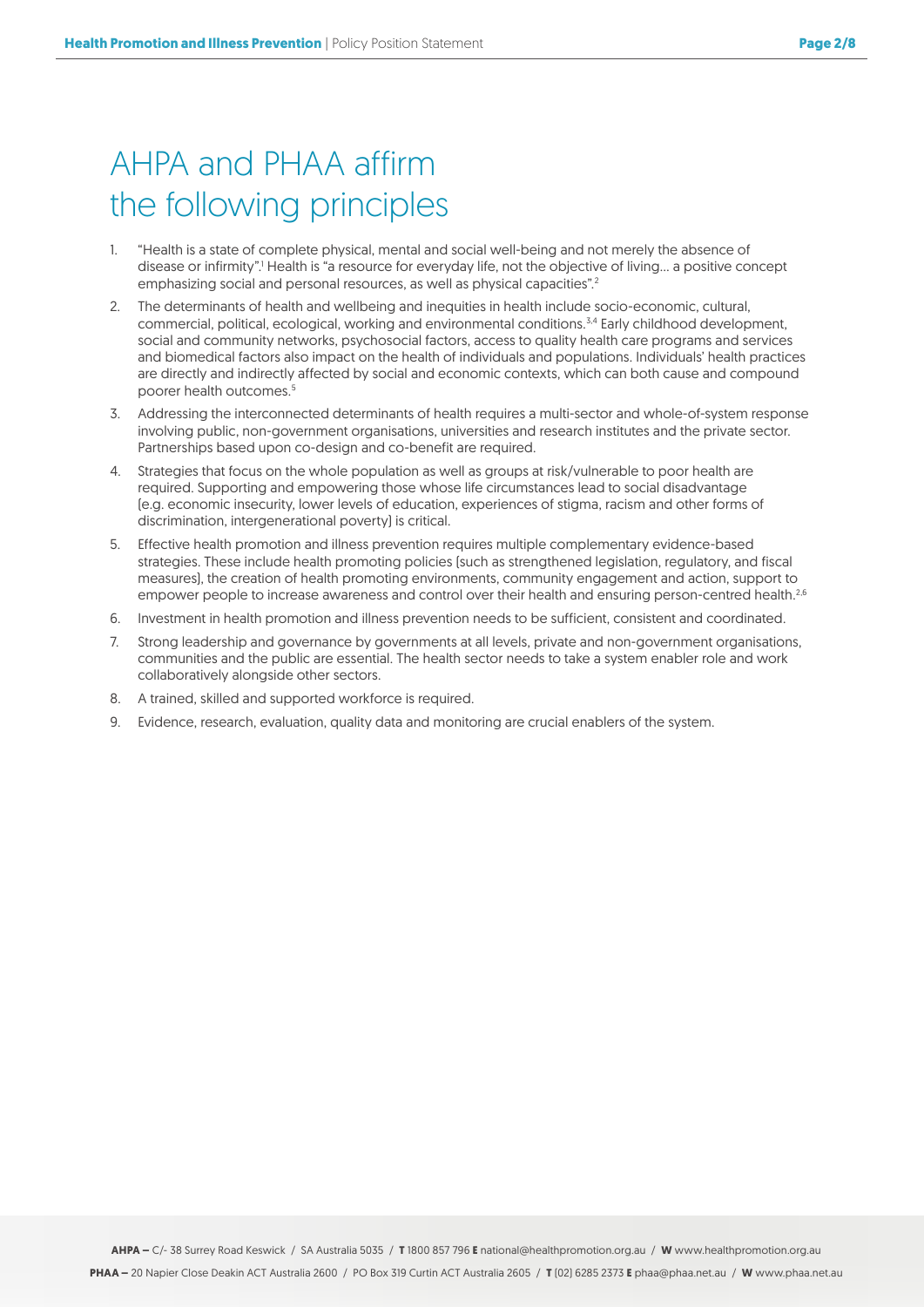# AHPA and PHAA affirm the following principles

1. "Health is a state of complete physical, mental and social well-being and not merely the absence of disease or infirmity".[1] Health is "a resource for everyday life, not the objective of living… a positive concept emphasizing social and personal resources, as well as physical capacities".[2]
2. The determinants of health and wellbeing and inequities in health include socio-economic, cultural, commercial, political, ecological, working and environmental conditions.[3,4] Early childhood development, social and community networks, psychosocial factors, access to quality health care programs and services and biomedical factors also impact on the health of individuals and populations. Individuals' health practices are directly and indirectly affected by social and economic contexts, which can both cause and compound poorer health outcomes.[5]
3. Addressing the interconnected determinants of health requires a multi-sector and whole-of-system response involving public, non-government organisations, universities and research institutes and the private sector. Partnerships based upon co-design and co-benefit are required.
4. Strategies that focus on the whole population as well as groups at risk/vulnerable to poor health are required. Supporting and empowering those whose life circumstances lead to social disadvantage (e.g. economic insecurity, lower levels of education, experiences of stigma, racism and other forms of discrimination, intergenerational poverty) is critical.
5. Effective health promotion and illness prevention requires multiple complementary evidence-based strategies. These include health promoting policies (such as strengthened legislation, regulatory, and fiscal measures), the creation of health promoting environments, community engagement and action, support to empower people to increase awareness and control over their health and ensuring person-centred health.[2,6]
6. Investment in health promotion and illness prevention needs to be sufficient, consistent and coordinated.
7. Strong leadership and governance by governments at all levels, private and non-government organisations, communities and the public are essential. The health sector needs to take a system enabler role and work collaboratively alongside other sectors.
8. A trained, skilled and supported workforce is required.
9. Evidence, research, evaluation, quality data and monitoring are crucial enablers of the system.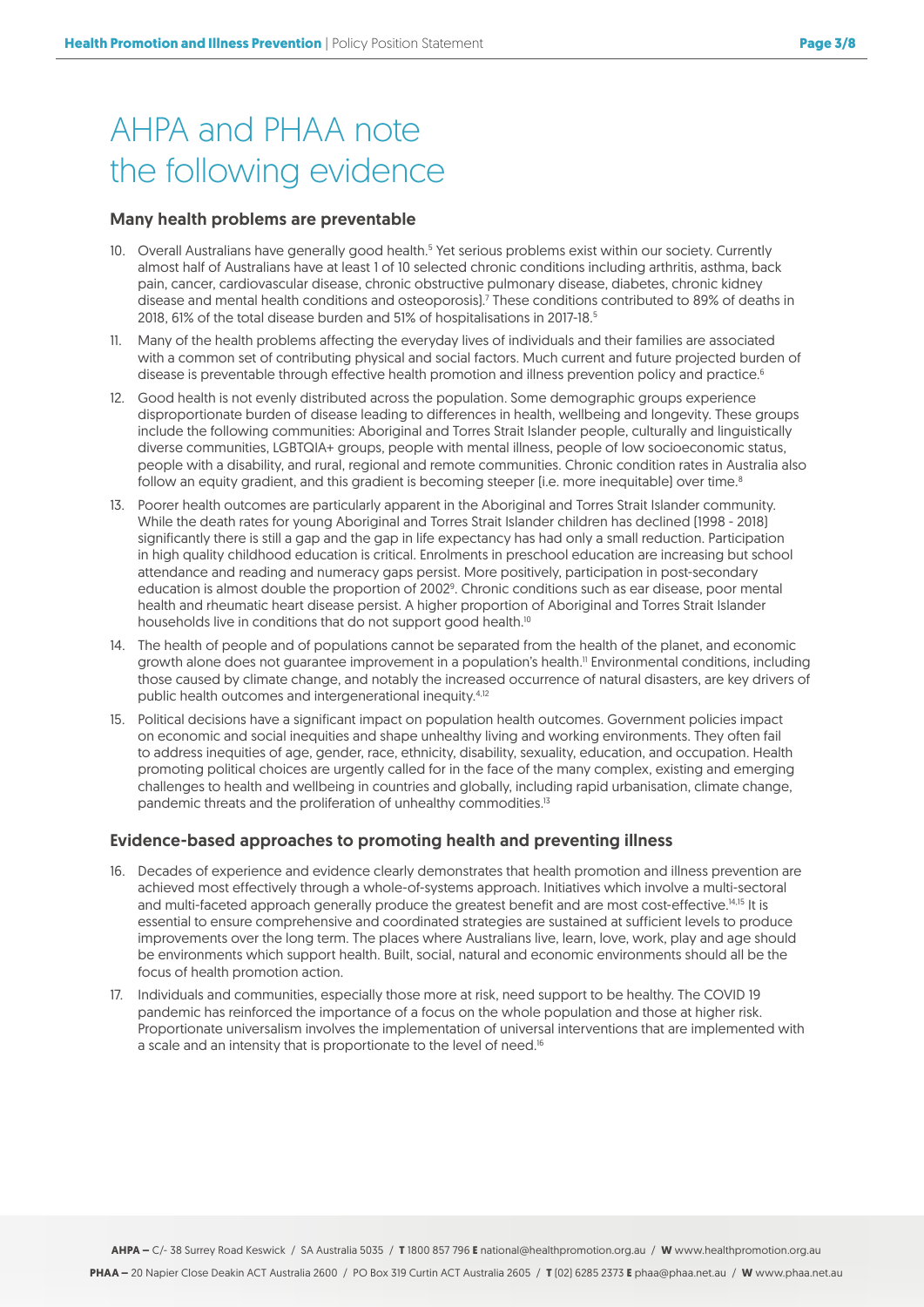# AHPA and PHAA note the following evidence

## Many health problems are preventable

10. Overall Australians have generally good health.[5] Yet serious problems exist within our society. Currently almost half of Australians have at least 1 of 10 selected chronic conditions including arthritis, asthma, back pain, cancer, cardiovascular disease, chronic obstructive pulmonary disease, diabetes, chronic kidney disease and mental health conditions and osteoporosis).[7] These conditions contributed to 89% of deaths in 2018, 61% of the total disease burden and 51% of hospitalisations in 2017-18.[5]
11. Many of the health problems affecting the everyday lives of individuals and their families are associated with a common set of contributing physical and social factors. Much current and future projected burden of disease is preventable through effective health promotion and illness prevention policy and practice.[6]
12. Good health is not evenly distributed across the population. Some demographic groups experience disproportionate burden of disease leading to differences in health, wellbeing and longevity. These groups include the following communities: Aboriginal and Torres Strait Islander people, culturally and linguistically diverse communities, LGBTQIA+ groups, people with mental illness, people of low socioeconomic status, people with a disability, and rural, regional and remote communities. Chronic condition rates in Australia also follow an equity gradient, and this gradient is becoming steeper (i.e. more inequitable) over time.[8]
13. Poorer health outcomes are particularly apparent in the Aboriginal and Torres Strait Islander community. While the death rates for young Aboriginal and Torres Strait Islander children has declined (1998 - 2018) significantly there is still a gap and the gap in life expectancy has had only a small reduction. Participation in high quality childhood education is critical. Enrolments in preschool education are increasing but school attendance and reading and numeracy gaps persist. More positively, participation in post-secondary education is almost double the proportion of 2002[9]. Chronic conditions such as ear disease, poor mental health and rheumatic heart disease persist. A higher proportion of Aboriginal and Torres Strait Islander households live in conditions that do not support good health.[10]
14. The health of people and of populations cannot be separated from the health of the planet, and economic growth alone does not guarantee improvement in a population's health.[11] Environmental conditions, including those caused by climate change, and notably the increased occurrence of natural disasters, are key drivers of public health outcomes and intergenerational inequity.[4,12]
15. Political decisions have a significant impact on population health outcomes. Government policies impact on economic and social inequities and shape unhealthy living and working environments. They often fail to address inequities of age, gender, race, ethnicity, disability, sexuality, education, and occupation. Health promoting political choices are urgently called for in the face of the many complex, existing and emerging challenges to health and wellbeing in countries and globally, including rapid urbanisation, climate change, pandemic threats and the proliferation of unhealthy commodities.[13]

## Evidence-based approaches to promoting health and preventing illness

16. Decades of experience and evidence clearly demonstrates that health promotion and illness prevention are achieved most effectively through a whole-of-systems approach. Initiatives which involve a multi-sectoral and multi-faceted approach generally produce the greatest benefit and are most cost-effective.[14,15] It is essential to ensure comprehensive and coordinated strategies are sustained at sufficient levels to produce improvements over the long term. The places where Australians live, learn, love, work, play and age should be environments which support health. Built, social, natural and economic environments should all be the focus of health promotion action.
17. Individuals and communities, especially those more at risk, need support to be healthy. The COVID 19 pandemic has reinforced the importance of a focus on the whole population and those at higher risk. Proportionate universalism involves the implementation of universal interventions that are implemented with a scale and an intensity that is proportionate to the level of need.[16]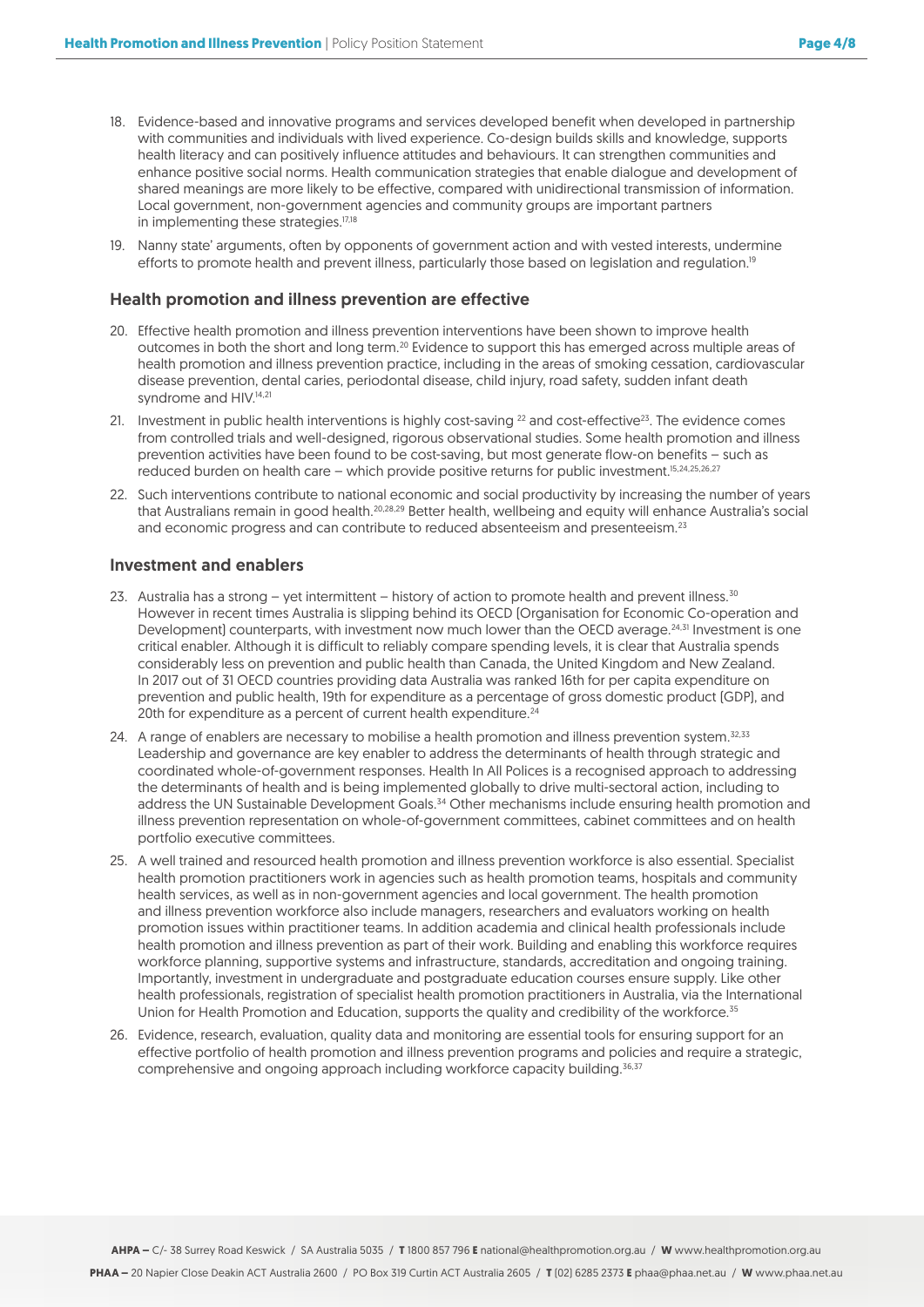18. Evidence-based and innovative programs and services developed benefit when developed in partnership with communities and individuals with lived experience. Co-design builds skills and knowledge, supports health literacy and can positively influence attitudes and behaviours. It can strengthen communities and enhance positive social norms. Health communication strategies that enable dialogue and development of shared meanings are more likely to be effective, compared with unidirectional transmission of information. Local government, non-government agencies and community groups are important partners in implementing these strategies.[17,18]

19. Nanny state' arguments, often by opponents of government action and with vested interests, undermine efforts to promote health and prevent illness, particularly those based on legislation and regulation.[19]

## Health promotion and illness prevention are effective

20. Effective health promotion and illness prevention interventions have been shown to improve health outcomes in both the short and long term.[20] Evidence to support this has emerged across multiple areas of health promotion and illness prevention practice, including in the areas of smoking cessation, cardiovascular disease prevention, dental caries, periodontal disease, child injury, road safety, sudden infant death syndrome and HIV.[14,21]

21. Investment in public health interventions is highly cost-saving [22] and cost-effective[23]. The evidence comes from controlled trials and well-designed, rigorous observational studies. Some health promotion and illness prevention activities have been found to be cost-saving, but most generate flow-on benefits – such as reduced burden on health care – which provide positive returns for public investment.[15,24,25,26,27]

22. Such interventions contribute to national economic and social productivity by increasing the number of years that Australians remain in good health.[20,28,29] Better health, wellbeing and equity will enhance Australia's social and economic progress and can contribute to reduced absenteeism and presenteeism.[23]

## Investment and enablers

23. Australia has a strong – yet intermittent – history of action to promote health and prevent illness.[30] However in recent times Australia is slipping behind its OECD (Organisation for Economic Co-operation and Development) counterparts, with investment now much lower than the OECD average.[24,31] Investment is one critical enabler. Although it is difficult to reliably compare spending levels, it is clear that Australia spends considerably less on prevention and public health than Canada, the United Kingdom and New Zealand. In 2017 out of 31 OECD countries providing data Australia was ranked 16th for per capita expenditure on prevention and public health, 19th for expenditure as a percentage of gross domestic product (GDP), and 20th for expenditure as a percent of current health expenditure.[24]

24. A range of enablers are necessary to mobilise a health promotion and illness prevention system.[32,33] Leadership and governance are key enabler to address the determinants of health through strategic and coordinated whole-of-government responses. Health In All Polices is a recognised approach to addressing the determinants of health and is being implemented globally to drive multi-sectoral action, including to address the UN Sustainable Development Goals.[34] Other mechanisms include ensuring health promotion and illness prevention representation on whole-of-government committees, cabinet committees and on health portfolio executive committees.

25. A well trained and resourced health promotion and illness prevention workforce is also essential. Specialist health promotion practitioners work in agencies such as health promotion teams, hospitals and community health services, as well as in non-government agencies and local government. The health promotion and illness prevention workforce also include managers, researchers and evaluators working on health promotion issues within practitioner teams. In addition academia and clinical health professionals include health promotion and illness prevention as part of their work. Building and enabling this workforce requires workforce planning, supportive systems and infrastructure, standards, accreditation and ongoing training. Importantly, investment in undergraduate and postgraduate education courses ensure supply. Like other health professionals, registration of specialist health promotion practitioners in Australia, via the International Union for Health Promotion and Education, supports the quality and credibility of the workforce.[35]

26. Evidence, research, evaluation, quality data and monitoring are essential tools for ensuring support for an effective portfolio of health promotion and illness prevention programs and policies and require a strategic, comprehensive and ongoing approach including workforce capacity building.[36,37]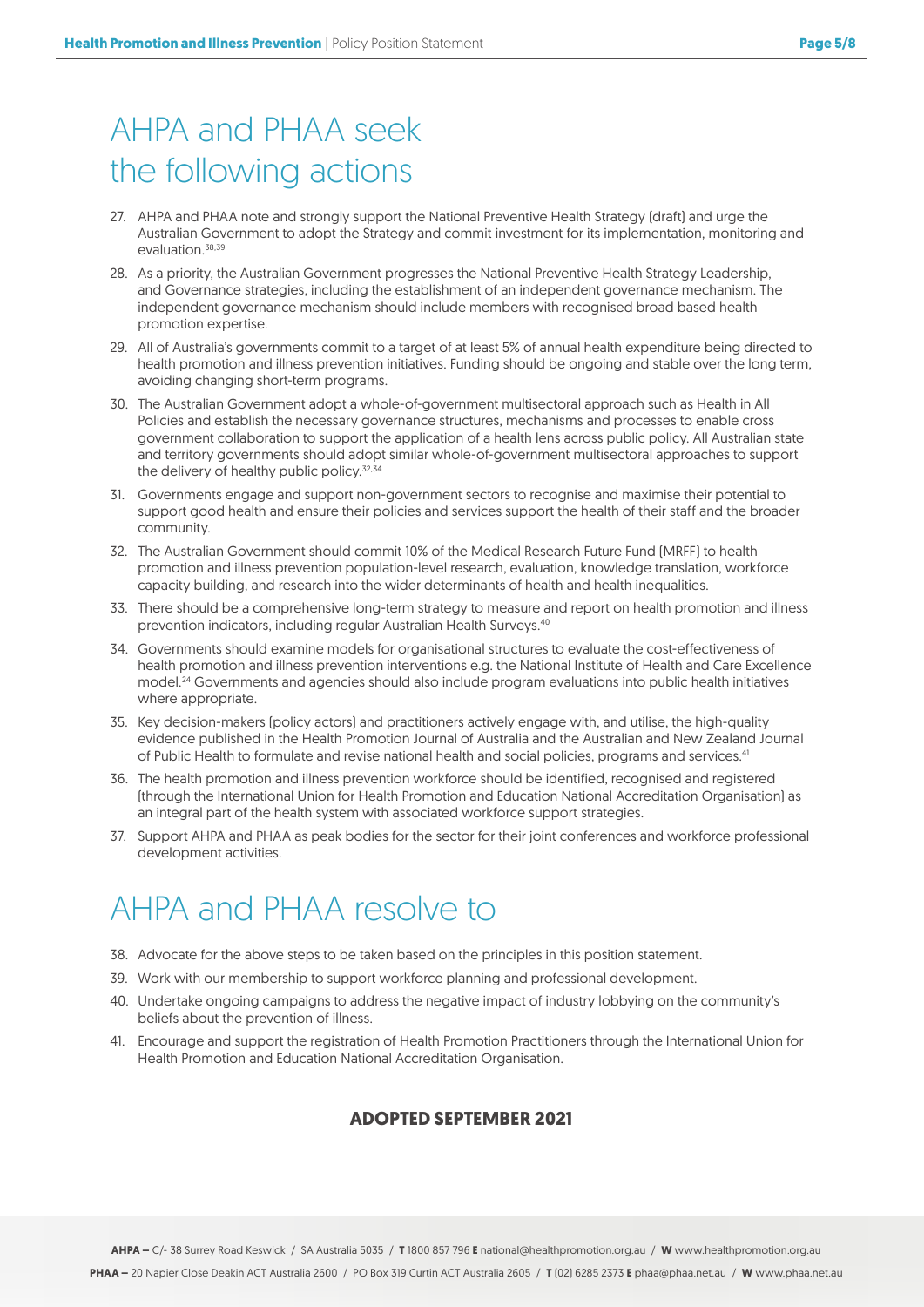# AHPA and PHAA seek the following actions

27. AHPA and PHAA note and strongly support the National Preventive Health Strategy (draft) and urge the Australian Government to adopt the Strategy and commit investment for its implementation, monitoring and evaluation.[38,39]
28. As a priority, the Australian Government progresses the National Preventive Health Strategy Leadership, and Governance strategies, including the establishment of an independent governance mechanism. The independent governance mechanism should include members with recognised broad based health promotion expertise.
29. All of Australia's governments commit to a target of at least 5% of annual health expenditure being directed to health promotion and illness prevention initiatives. Funding should be ongoing and stable over the long term, avoiding changing short-term programs.
30. The Australian Government adopt a whole-of-government multisectoral approach such as Health in All Policies and establish the necessary governance structures, mechanisms and processes to enable cross government collaboration to support the application of a health lens across public policy. All Australian state and territory governments should adopt similar whole-of-government multisectoral approaches to support the delivery of healthy public policy.[32,34]
31. Governments engage and support non-government sectors to recognise and maximise their potential to support good health and ensure their policies and services support the health of their staff and the broader community.
32. The Australian Government should commit 10% of the Medical Research Future Fund (MRFF) to health promotion and illness prevention population-level research, evaluation, knowledge translation, workforce capacity building, and research into the wider determinants of health and health inequalities.
33. There should be a comprehensive long-term strategy to measure and report on health promotion and illness prevention indicators, including regular Australian Health Surveys.[40]
34. Governments should examine models for organisational structures to evaluate the cost-effectiveness of health promotion and illness prevention interventions e.g. the National Institute of Health and Care Excellence model.[24] Governments and agencies should also include program evaluations into public health initiatives where appropriate.
35. Key decision-makers (policy actors) and practitioners actively engage with, and utilise, the high-quality evidence published in the Health Promotion Journal of Australia and the Australian and New Zealand Journal of Public Health to formulate and revise national health and social policies, programs and services.[41]
36. The health promotion and illness prevention workforce should be identified, recognised and registered (through the International Union for Health Promotion and Education National Accreditation Organisation) as an integral part of the health system with associated workforce support strategies.
37. Support AHPA and PHAA as peak bodies for the sector for their joint conferences and workforce professional development activities.

# AHPA and PHAA resolve to

38. Advocate for the above steps to be taken based on the principles in this position statement.
39. Work with our membership to support workforce planning and professional development.
40. Undertake ongoing campaigns to address the negative impact of industry lobbying on the community's beliefs about the prevention of illness.
41. Encourage and support the registration of Health Promotion Practitioners through the International Union for Health Promotion and Education National Accreditation Organisation.

**ADOPTED SEPTEMBER 2021**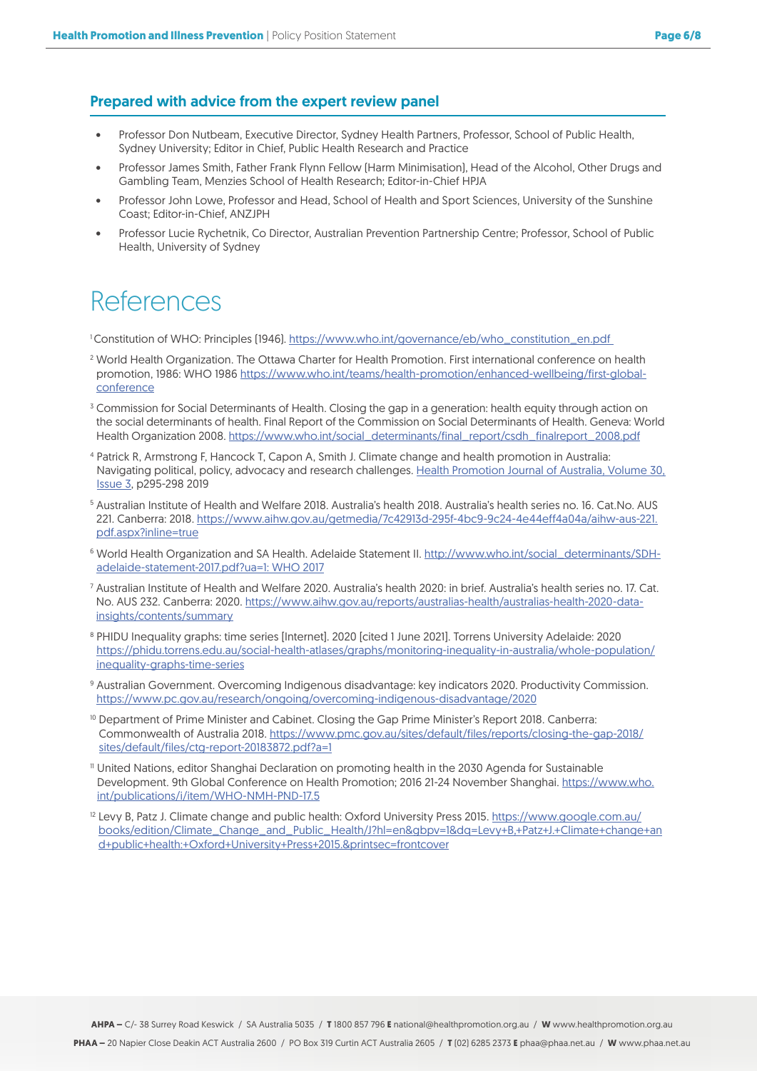## Prepared with advice from the expert review panel

- Professor Don Nutbeam, Executive Director, Sydney Health Partners, Professor, School of Public Health, Sydney University; Editor in Chief, Public Health Research and Practice
- Professor James Smith, Father Frank Flynn Fellow [Harm Minimisation], Head of the Alcohol, Other Drugs and Gambling Team, Menzies School of Health Research; Editor-in-Chief HPJA
- Professor John Lowe, Professor and Head, School of Health and Sport Sciences, University of the Sunshine Coast; Editor-in-Chief, ANZJPH
- Professor Lucie Rychetnik, Co Director, Australian Prevention Partnership Centre; Professor, School of Public Health, University of Sydney

# References

[1] Constitution of WHO: Principles (1946). https://www.who.int/governance/eb/who_constitution_en.pdf

[2] World Health Organization. The Ottawa Charter for Health Promotion. First international conference on health promotion, 1986: WHO 1986 https://www.who.int/teams/health-promotion/enhanced-wellbeing/first-global-conference

[3] Commission for Social Determinants of Health. Closing the gap in a generation: health equity through action on the social determinants of health. Final Report of the Commission on Social Determinants of Health. Geneva: World Health Organization 2008. https://www.who.int/social_determinants/final_report/csdh_finalreport_2008.pdf

[4] Patrick R, Armstrong F, Hancock T, Capon A, Smith J. Climate change and health promotion in Australia: Navigating political, policy, advocacy and research challenges. Health Promotion Journal of Australia, Volume 30, Issue 3, p295-298 2019

[5] Australian Institute of Health and Welfare 2018. Australia's health 2018. Australia's health series no. 16. Cat.No. AUS 221. Canberra: 2018. https://www.aihw.gov.au/getmedia/7c42913d-295f-4bc9-9c24-4e44eff4a04a/aihw-aus-221.pdf.aspx?inline=true

[6] World Health Organization and SA Health. Adelaide Statement II. http://www.who.int/social_determinants/SDH-adelaide-statement-2017.pdf?ua=1: WHO 2017

[7] Australian Institute of Health and Welfare 2020. Australia's health 2020: in brief. Australia's health series no. 17. Cat. No. AUS 232. Canberra: 2020. https://www.aihw.gov.au/reports/australias-health/australias-health-2020-data-insights/contents/summary

[8] PHIDU Inequality graphs: time series [Internet]. 2020 [cited 1 June 2021]. Torrens University Adelaide: 2020 https://phidu.torrens.edu.au/social-health-atlases/graphs/monitoring-inequality-in-australia/whole-population/inequality-graphs-time-series

[9] Australian Government. Overcoming Indigenous disadvantage: key indicators 2020. Productivity Commission. https://www.pc.gov.au/research/ongoing/overcoming-indigenous-disadvantage/2020

[10] Department of Prime Minister and Cabinet. Closing the Gap Prime Minister's Report 2018. Canberra: Commonwealth of Australia 2018. https://www.pmc.gov.au/sites/default/files/reports/closing-the-gap-2018/sites/default/files/ctg-report-20183872.pdf?a=1

[11] United Nations, editor Shanghai Declaration on promoting health in the 2030 Agenda for Sustainable Development. 9th Global Conference on Health Promotion; 2016 21-24 November Shanghai. https://www.who.int/publications/i/item/WHO-NMH-PND-17.5

[12] Levy B, Patz J. Climate change and public health: Oxford University Press 2015. https://www.google.com.au/books/edition/Climate_Change_and_Public_Health/J?hl=en&gbpv=1&dq=Levy+B,+Patz+J.+Climate+change+and+public+health:+Oxford+University+Press+2015.&printsec=frontcover

**AHPA –** C/- 38 Surrey Road Keswick / SA Australia 5035 / **T** 1800 857 796 **E** national@healthpromotion.org.au / **W** www.healthpromotion.org.au

**PHAA –** 20 Napier Close Deakin ACT Australia 2600 / PO Box 319 Curtin ACT Australia 2605 / **T** (02) 6285 2373 **E** phaa@phaa.net.au / **W** www.phaa.net.au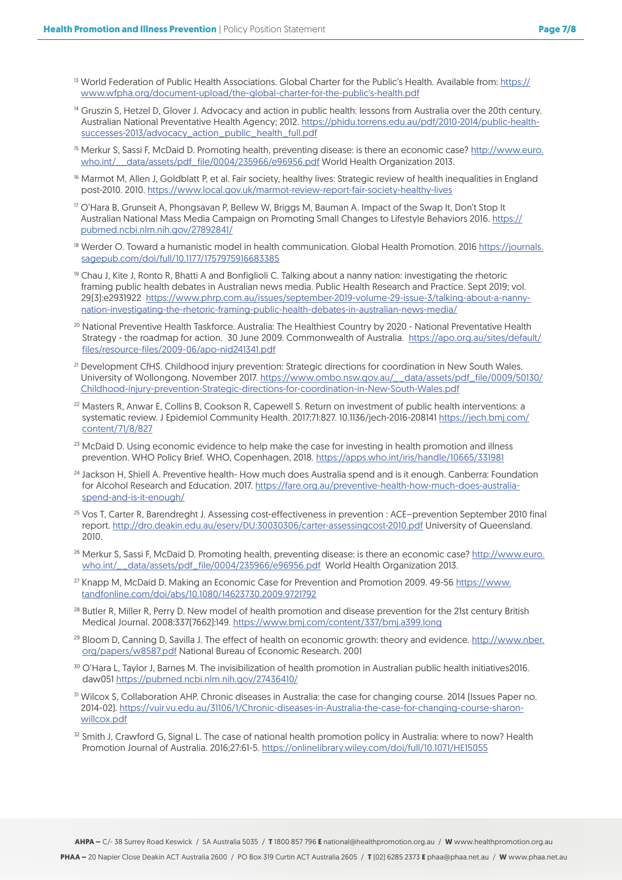[13] World Federation of Public Health Associations. Global Charter for the Public's Health. Available from: https://www.wfpha.org/document-upload/the-global-charter-for-the-public's-health.pdf

[14] Gruszin S, Hetzel D, Glover J. Advocacy and action in public health: lessons from Australia over the 20th century. Australian National Preventative Health Agency; 2012. https://phidu.torrens.edu.au/pdf/2010-2014/public-health-successes-2013/advocacy_action_public_health_full.pdf

[15] Merkur S, Sassi F, McDaid D. Promoting health, preventing disease: is there an economic case? http://www.euro.who.int/__data/assets/pdf_file/0004/235966/e96956.pdf World Health Organization 2013.

[16] Marmot M, Allen J, Goldblatt P, et al. Fair society, healthy lives: Strategic review of health inequalities in England post-2010. 2010. https://www.local.gov.uk/marmot-review-report-fair-society-healthy-lives

[17] O'Hara B, Grunseit A, Phongsavan P, Bellew W, Briggs M, Bauman A. Impact of the Swap It, Don't Stop It Australian National Mass Media Campaign on Promoting Small Changes to Lifestyle Behaviors 2016. https://pubmed.ncbi.nlm.nih.gov/27892841/

[18] Werder O. Toward a humanistic model in health communication. Global Health Promotion. 2016 https://journals.sagepub.com/doi/full/10.1177/1757975916683385

[19] Chau J, Kite J, Ronto R, Bhatti A and Bonfiglioli C. Talking about a nanny nation: investigating the rhetoric framing public health debates in Australian news media. Public Health Research and Practice. Sept 2019; vol. 29(3):e2931922 https://www.phrp.com.au/issues/september-2019-volume-29-issue-3/talking-about-a-nanny-nation-investigating-the-rhetoric-framing-public-health-debates-in-australian-news-media/

[20] National Preventive Health Taskforce. Australia: The Healthiest Country by 2020 - National Preventative Health Strategy - the roadmap for action. 30 June 2009. Commonwealth of Australia. https://apo.org.au/sites/default/files/resource-files/2009-06/apo-nid241341.pdf

[21] Development CfHS. Childhood injury prevention: Strategic directions for coordination in New South Wales. University of Wollongong. November 2017. https://www.ombo.nsw.gov.au/__data/assets/pdf_file/0009/50130/Childhood-injury-prevention-Strategic-directions-for-coordination-in-New-South-Wales.pdf

[22] Masters R, Anwar E, Collins B, Cookson R, Capewell S. Return on investment of public health interventions: a systematic review. J Epidemiol Community Health. 2017;71:827. 10.1136/jech-2016-208141 https://jech.bmj.com/content/71/8/827

[23] McDaid D. Using economic evidence to help make the case for investing in health promotion and illness prevention. WHO Policy Brief. WHO, Copenhagen, 2018. https://apps.who.int/iris/handle/10665/331981

[24] Jackson H, Shiell A. Preventive health- How much does Australia spend and is it enough. Canberra: Foundation for Alcohol Research and Education. 2017. https://fare.org.au/preventive-health-how-much-does-australia-spend-and-is-it-enough/

[25] Vos T, Carter R, Barendreght J. Assessing cost-effectiveness in prevention : ACE–prevention September 2010 final report. http://dro.deakin.edu.au/eserv/DU:30030306/carter-assessingcost-2010.pdf University of Queensland. 2010.

[26] Merkur S, Sassi F, McDaid D. Promoting health, preventing disease: is there an economic case? http://www.euro.who.int/__data/assets/pdf_file/0004/235966/e96956.pdf World Health Organization 2013.

[27] Knapp M, McDaid D. Making an Economic Case for Prevention and Promotion 2009. 49-56 https://www.tandfonline.com/doi/abs/10.1080/14623730.2009.9721792

[28] Butler R, Miller R, Perry D. New model of health promotion and disease prevention for the 21st century British Medical Journal. 2008:337(7662):149. https://www.bmj.com/content/337/bmj.a399.long

[29] Bloom D, Canning D, Savilla J. The effect of health on economic growth: theory and evidence. http://www.nber.org/papers/w8587.pdf National Bureau of Economic Research. 2001

[30] O'Hara L, Taylor J, Barnes M. The invisibilization of health promotion in Australian public health initiatives2016. daw051 https://pubmed.ncbi.nlm.nih.gov/27436410/

[31] Wilcox S, Collaboration AHP. Chronic diseases in Australia: the case for changing course. 2014 (Issues Paper no. 2014-02). https://vuir.vu.edu.au/31106/1/Chronic-diseases-in-Australia-the-case-for-changing-course-sharon-willcox.pdf

[32] Smith J, Crawford G, Signal L. The case of national health promotion policy in Australia: where to now? Health Promotion Journal of Australia. 2016;27:61-5. https://onlinelibrary.wiley.com/doi/full/10.1071/HE15055

**AHPA –** C/- 38 Surrey Road Keswick / SA Australia 5035 / **T** 1800 857 796 **E** national@healthpromotion.org.au / **W** www.healthpromotion.org.au

**PHAA –** 20 Napier Close Deakin ACT Australia 2600 / PO Box 319 Curtin ACT Australia 2605 / **T** (02) 6285 2373 **E** phaa@phaa.net.au / **W** www.phaa.net.au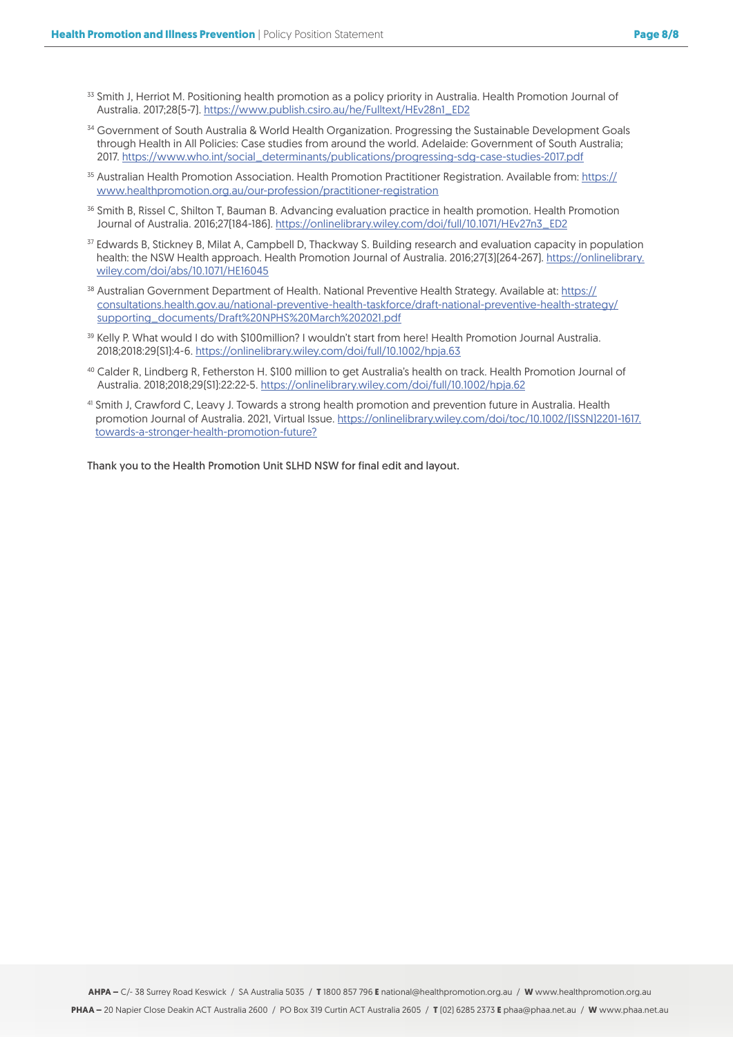[33] Smith J, Herriot M. Positioning health promotion as a policy priority in Australia. Health Promotion Journal of Australia. 2017;28(5-7). https://www.publish.csiro.au/he/Fulltext/HEv28n1_ED2

[34] Government of South Australia & World Health Organization. Progressing the Sustainable Development Goals through Health in All Policies: Case studies from around the world. Adelaide: Government of South Australia; 2017. https://www.who.int/social_determinants/publications/progressing-sdg-case-studies-2017.pdf

[35] Australian Health Promotion Association. Health Promotion Practitioner Registration. Available from: https://www.healthpromotion.org.au/our-profession/practitioner-registration

[36] Smith B, Rissel C, Shilton T, Bauman B. Advancing evaluation practice in health promotion. Health Promotion Journal of Australia. 2016;27(184-186). https://onlinelibrary.wiley.com/doi/full/10.1071/HEv27n3_ED2

[37] Edwards B, Stickney B, Milat A, Campbell D, Thackway S. Building research and evaluation capacity in population health: the NSW Health approach. Health Promotion Journal of Australia. 2016;27(3)(264-267). https://onlinelibrary.wiley.com/doi/abs/10.1071/HE16045

[38] Australian Government Department of Health. National Preventive Health Strategy. Available at: https://consultations.health.gov.au/national-preventive-health-taskforce/draft-national-preventive-health-strategy/supporting_documents/Draft%20NPHS%20March%202021.pdf

[39] Kelly P. What would I do with $100million? I wouldn't start from here! Health Promotion Journal Australia. 2018;2018:29(S1):4-6. https://onlinelibrary.wiley.com/doi/full/10.1002/hpja.63

[40] Calder R, Lindberg R, Fetherston H. $100 million to get Australia's health on track. Health Promotion Journal of Australia. 2018;2018;29(S1):22:22-5. https://onlinelibrary.wiley.com/doi/full/10.1002/hpja.62

[41] Smith J, Crawford C, Leavy J. Towards a strong health promotion and prevention future in Australia. Health promotion Journal of Australia. 2021, Virtual Issue. https://onlinelibrary.wiley.com/doi/toc/10.1002/(ISSN)2201-1617.towards-a-stronger-health-promotion-future?

Thank you to the Health Promotion Unit SLHD NSW for final edit and layout.

**AHPA –** C/- 38 Surrey Road Keswick / SA Australia 5035 / **T** 1800 857 796 **E** national@healthpromotion.org.au / **W** www.healthpromotion.org.au

**PHAA –** 20 Napier Close Deakin ACT Australia 2600 / PO Box 319 Curtin ACT Australia 2605 / **T** (02) 6285 2373 **E** phaa@phaa.net.au / **W** www.phaa.net.au